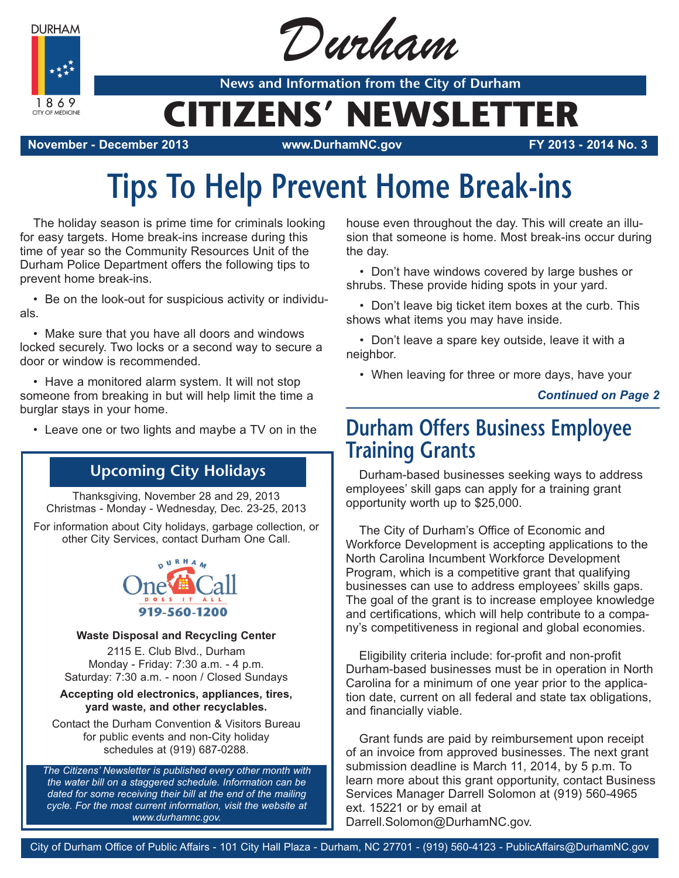# Durham

**News and Information from the City of Durham**

# CITIZENS' NEWSLETTER

**November - December 2013** **www.DurhamNC.gov** **FY 2013 - 2014 No. 3**

## Tips To Help Prevent Home Break-ins

The holiday season is prime time for criminals looking for easy targets. Home break-ins increase during this time of year so the Community Resources Unit of the Durham Police Department offers the following tips to prevent home break-ins.

- Be on the look-out for suspicious activity or individuals.
- Make sure that you have all doors and windows locked securely. Two locks or a second way to secure a door or window is recommended.
- Have a monitored alarm system. It will not stop someone from breaking in but will help limit the time a burglar stays in your home.
- Leave one or two lights and maybe a TV on in the house even throughout the day. This will create an illusion that someone is home. Most break-ins occur during the day.
- Don't have windows covered by large bushes or shrubs. These provide hiding spots in your yard.
- Don't leave big ticket item boxes at the curb. This shows what items you may have inside.
- Don't leave a spare key outside, leave it with a neighbor.
- When leaving for three or more days, have your

***Continued on Page 2***

### Upcoming City Holidays

Thanksgiving, November 28 and 29, 2013
Christmas - Monday - Wednesday, Dec. 23-25, 2013

For information about City holidays, garbage collection, or other City Services, contact Durham One Call.

Durham One Call Does It All
**919-560-1200**

**Waste Disposal and Recycling Center**

2115 E. Club Blvd., Durham
Monday - Friday: 7:30 a.m. - 4 p.m.
Saturday: 7:30 a.m. - noon / Closed Sundays

**Accepting old electronics, appliances, tires, yard waste, and other recyclables.**

Contact the Durham Convention & Visitors Bureau for public events and non-City holiday schedules at (919) 687-0288.

*The Citizens' Newsletter is published every other month with the water bill on a staggered schedule. Information can be dated for some receiving their bill at the end of the mailing cycle. For the most current information, visit the website at www.durhamnc.gov.*

## Durham Offers Business Employee Training Grants

Durham-based businesses seeking ways to address employees' skill gaps can apply for a training grant opportunity worth up to $25,000.

The City of Durham's Office of Economic and Workforce Development is accepting applications to the North Carolina Incumbent Workforce Development Program, which is a competitive grant that qualifying businesses can use to address employees' skills gaps. The goal of the grant is to increase employee knowledge and certifications, which will help contribute to a company's competitiveness in regional and global economies.

Eligibility criteria include: for-profit and non-profit Durham-based businesses must be in operation in North Carolina for a minimum of one year prior to the application date, current on all federal and state tax obligations, and financially viable.

Grant funds are paid by reimbursement upon receipt of an invoice from approved businesses. The next grant submission deadline is March 11, 2014, by 5 p.m. To learn more about this grant opportunity, contact Business Services Manager Darrell Solomon at (919) 560-4965 ext. 15221 or by email at Darrell.Solomon@DurhamNC.gov.

City of Durham Office of Public Affairs - 101 City Hall Plaza - Durham, NC 27701 - (919) 560-4123 - PublicAffairs@DurhamNC.gov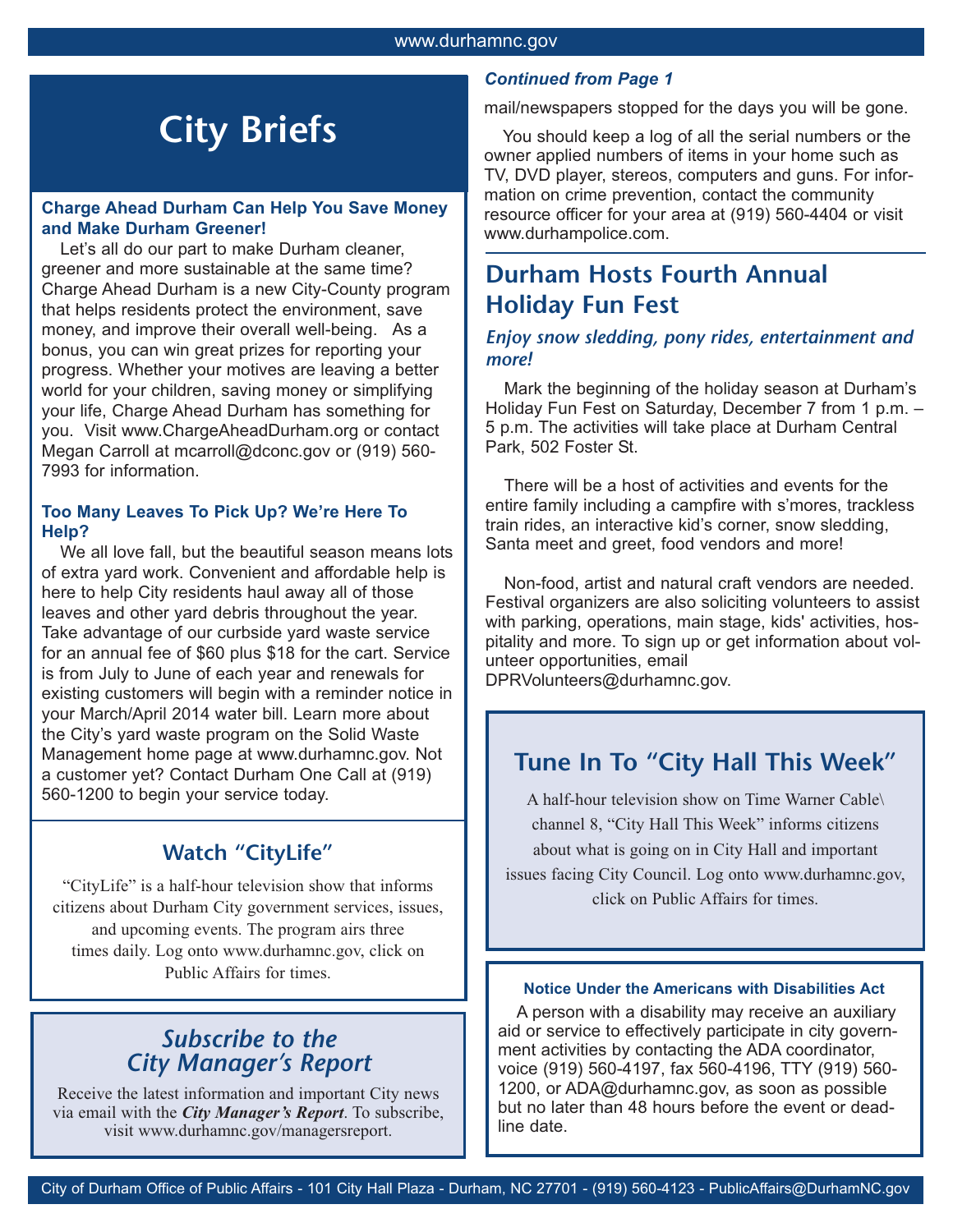# City Briefs

**Charge Ahead Durham Can Help You Save Money and Make Durham Greener!**

Let's all do our part to make Durham cleaner, greener and more sustainable at the same time? Charge Ahead Durham is a new City-County program that helps residents protect the environment, save money, and improve their overall well-being. As a bonus, you can win great prizes for reporting your progress. Whether your motives are leaving a better world for your children, saving money or simplifying your life, Charge Ahead Durham has something for you. Visit www.ChargeAheadDurham.org or contact Megan Carroll at mcarroll@dconc.gov or (919) 560-7993 for information.

**Too Many Leaves To Pick Up? We're Here To Help?**

We all love fall, but the beautiful season means lots of extra yard work. Convenient and affordable help is here to help City residents haul away all of those leaves and other yard debris throughout the year. Take advantage of our curbside yard waste service for an annual fee of $60 plus $18 for the cart. Service is from July to June of each year and renewals for existing customers will begin with a reminder notice in your March/April 2014 water bill. Learn more about the City's yard waste program on the Solid Waste Management home page at www.durhamnc.gov. Not a customer yet? Contact Durham One Call at (919) 560-1200 to begin your service today.

## Watch "CityLife"

"CityLife" is a half-hour television show that informs citizens about Durham City government services, issues, and upcoming events. The program airs three times daily. Log onto www.durhamnc.gov, click on Public Affairs for times.

## *Subscribe to the City Manager's Report*

Receive the latest information and important City news via email with the ***City Manager's Report***. To subscribe, visit www.durhamnc.gov/managersreport.

***Continued from Page 1***

mail/newspapers stopped for the days you will be gone.

You should keep a log of all the serial numbers or the owner applied numbers of items in your home such as TV, DVD player, stereos, computers and guns. For information on crime prevention, contact the community resource officer for your area at (919) 560-4404 or visit www.durhampolice.com.

## Durham Hosts Fourth Annual Holiday Fun Fest

*Enjoy snow sledding, pony rides, entertainment and more!*

Mark the beginning of the holiday season at Durham's Holiday Fun Fest on Saturday, December 7 from 1 p.m. – 5 p.m. The activities will take place at Durham Central Park, 502 Foster St.

There will be a host of activities and events for the entire family including a campfire with s'mores, trackless train rides, an interactive kid's corner, snow sledding, Santa meet and greet, food vendors and more!

Non-food, artist and natural craft vendors are needed. Festival organizers are also soliciting volunteers to assist with parking, operations, main stage, kids' activities, hospitality and more. To sign up or get information about volunteer opportunities, email DPRVolunteers@durhamnc.gov.

## Tune In To "City Hall This Week"

A half-hour television show on Time Warner Cable\ channel 8, "City Hall This Week" informs citizens about what is going on in City Hall and important issues facing City Council. Log onto www.durhamnc.gov, click on Public Affairs for times.

**Notice Under the Americans with Disabilities Act**

A person with a disability may receive an auxiliary aid or service to effectively participate in city government activities by contacting the ADA coordinator, voice (919) 560-4197, fax 560-4196, TTY (919) 560-1200, or ADA@durhamnc.gov, as soon as possible but no later than 48 hours before the event or deadline date.

City of Durham Office of Public Affairs - 101 City Hall Plaza - Durham, NC 27701 - (919) 560-4123 - PublicAffairs@DurhamNC.gov